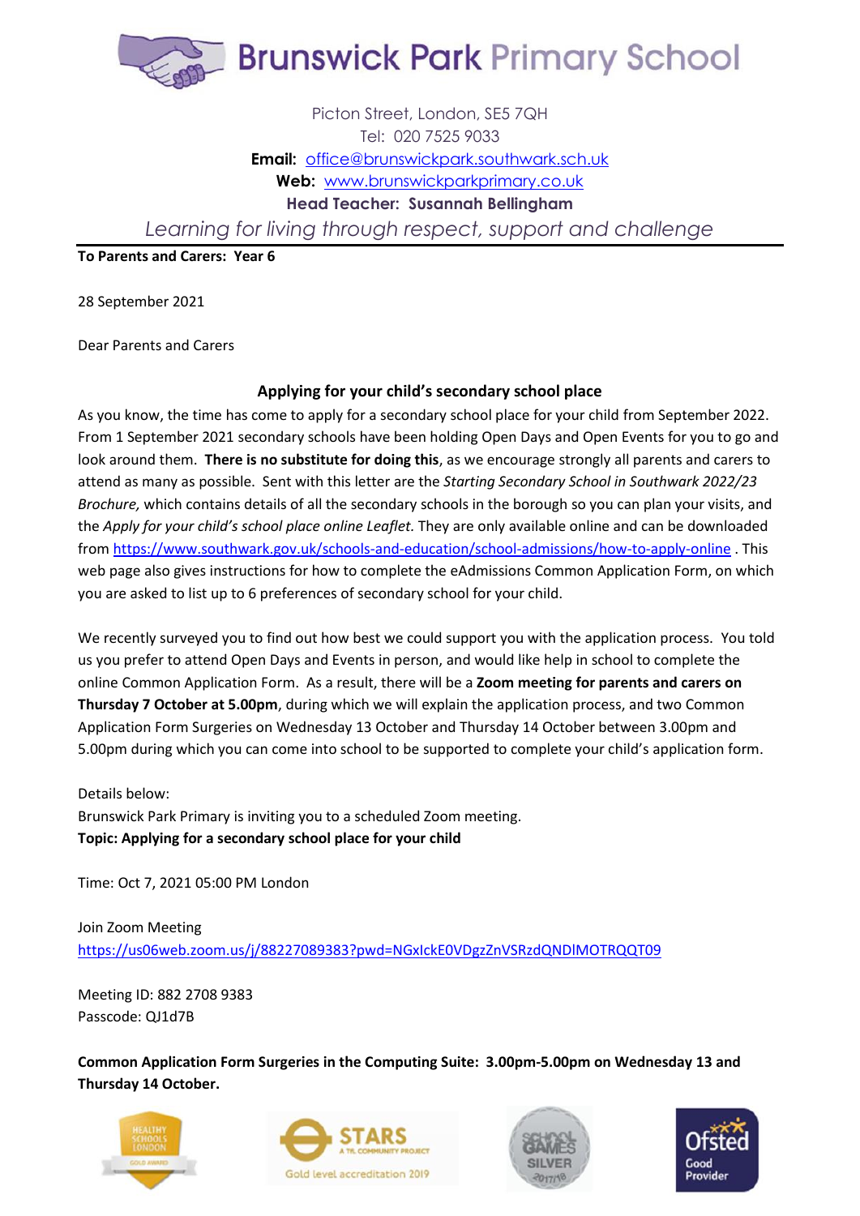# Brunswick Park Primary School

Picton Street, London, SE5 7QH
Tel: 020 7525 9033
**Email:** office@brunswickpark.southwark.sch.uk
**Web:** www.brunswickparkprimary.co.uk
**Head Teacher: Susannah Bellingham**

*Learning for living through respect, support and challenge*

---

**To Parents and Carers: Year 6**

28 September 2021

Dear Parents and Carers

## Applying for your child's secondary school place

As you know, the time has come to apply for a secondary school place for your child from September 2022. From 1 September 2021 secondary schools have been holding Open Days and Open Events for you to go and look around them. **There is no substitute for doing this**, as we encourage strongly all parents and carers to attend as many as possible. Sent with this letter are the *Starting Secondary School in Southwark 2022/23 Brochure,* which contains details of all the secondary schools in the borough so you can plan your visits, and the *Apply for your child's school place online Leaflet.* They are only available online and can be downloaded from https://www.southwark.gov.uk/schools-and-education/school-admissions/how-to-apply-online . This web page also gives instructions for how to complete the eAdmissions Common Application Form, on which you are asked to list up to 6 preferences of secondary school for your child.

We recently surveyed you to find out how best we could support you with the application process. You told us you prefer to attend Open Days and Events in person, and would like help in school to complete the online Common Application Form. As a result, there will be a **Zoom meeting for parents and carers on Thursday 7 October at 5.00pm**, during which we will explain the application process, and two Common Application Form Surgeries on Wednesday 13 October and Thursday 14 October between 3.00pm and 5.00pm during which you can come into school to be supported to complete your child's application form.

Details below:
Brunswick Park Primary is inviting you to a scheduled Zoom meeting.
**Topic: Applying for a secondary school place for your child**

Time: Oct 7, 2021 05:00 PM London

Join Zoom Meeting
https://us06web.zoom.us/j/88227089383?pwd=NGxIckE0VDgzZnVSRzdQNDlMOTRQQT09

Meeting ID: 882 2708 9383
Passcode: QJ1d7B

**Common Application Form Surgeries in the Computing Suite: 3.00pm-5.00pm on Wednesday 13 and Thursday 14 October.**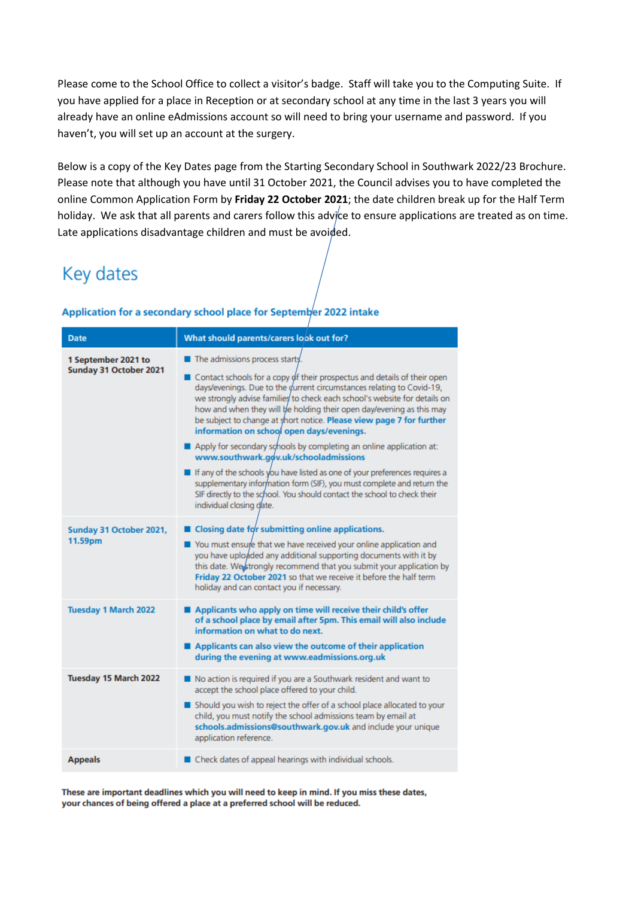Please come to the School Office to collect a visitor's badge. Staff will take you to the Computing Suite. If you have applied for a place in Reception or at secondary school at any time in the last 3 years you will already have an online eAdmissions account so will need to bring your username and password. If you haven't, you will set up an account at the surgery.

Below is a copy of the Key Dates page from the Starting Secondary School in Southwark 2022/23 Brochure. Please note that although you have until 31 October 2021, the Council advises you to have completed the online Common Application Form by **Friday 22 October 2021**; the date children break up for the Half Term holiday. We ask that all parents and carers follow this advice to ensure applications are treated as on time. Late applications disadvantage children and must be avoided.

# Key dates

## Application for a secondary school place for September 2022 intake

| Date | What should parents/carers look out for? |
|---|---|
| **1 September 2021 to Sunday 31 October 2021** | ■ The admissions process starts.<br>■ Contact schools for a copy of their prospectus and details of their open days/evenings. Due to the current circumstances relating to Covid-19, we strongly advise families to check each school's website for details on how and when they will be holding their open day/evening as this may be subject to change at short notice. **Please view page 7 for further information on school open days/evenings.**<br>■ Apply for secondary schools by completing an online application at: **www.southwark.gov.uk/schooladmissions**<br>■ If any of the schools you have listed as one of your preferences requires a supplementary information form (SIF), you must complete and return the SIF directly to the school. You should contact the school to check their individual closing date. |
| **Sunday 31 October 2021, 11.59pm** | ■ **Closing date for submitting online applications.**<br>■ You must ensure that we have received your online application and you have uploaded any additional supporting documents with it by this date. We strongly recommend that you submit your application by **Friday 22 October 2021** so that we receive it before the half term holiday and can contact you if necessary. |
| **Tuesday 1 March 2022** | ■ **Applicants who apply on time will receive their child's offer of a school place by email after 5pm. This email will also include information on what to do next.**<br>■ **Applicants can also view the outcome of their application during the evening at www.eadmissions.org.uk** |
| **Tuesday 15 March 2022** | ■ No action is required if you are a Southwark resident and want to accept the school place offered to your child.<br>■ Should you wish to reject the offer of a school place allocated to your child, you must notify the school admissions team by email at **schools.admissions@southwark.gov.uk** and include your unique application reference. |
| **Appeals** | ■ Check dates of appeal hearings with individual schools. |

**These are important deadlines which you will need to keep in mind. If you miss these dates, your chances of being offered a place at a preferred school will be reduced.**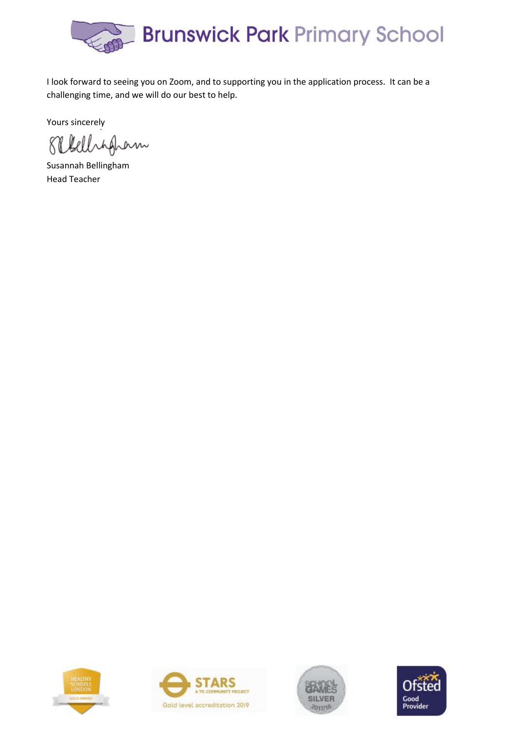I look forward to seeing you on Zoom, and to supporting you in the application process. It can be a challenging time, and we will do our best to help.

Yours sincerely

Susannah Bellingham
Head Teacher